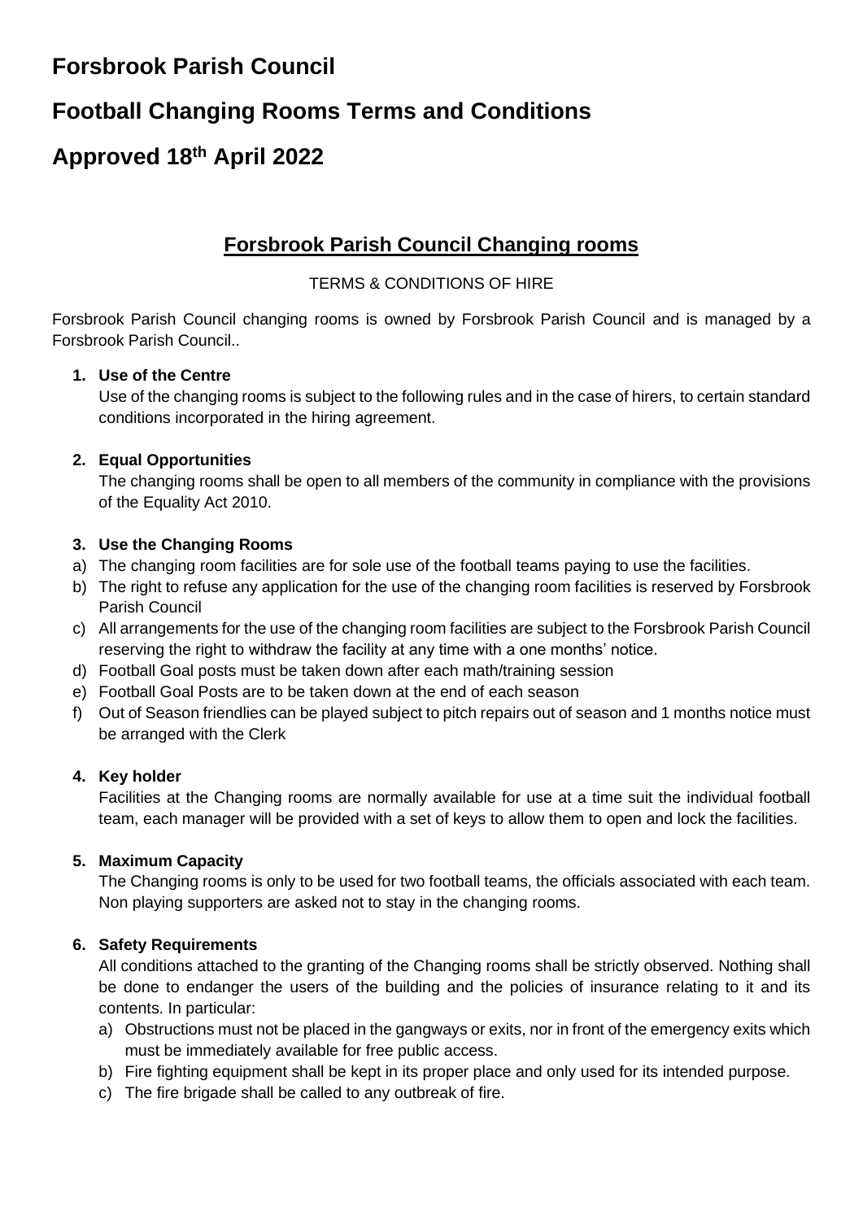# Forsbrook Parish Council

# Football Changing Rooms Terms and Conditions

# Approved 18th April 2022

## Forsbrook Parish Council Changing rooms

TERMS & CONDITIONS OF HIRE

Forsbrook Parish Council changing rooms is owned by Forsbrook Parish Council and is managed by a Forsbrook Parish Council..

1. **Use of the Centre**
   Use of the changing rooms is subject to the following rules and in the case of hirers, to certain standard conditions incorporated in the hiring agreement.

2. **Equal Opportunities**
   The changing rooms shall be open to all members of the community in compliance with the provisions of the Equality Act 2010.

3. **Use the Changing Rooms**

a) The changing room facilities are for sole use of the football teams paying to use the facilities.
b) The right to refuse any application for the use of the changing room facilities is reserved by Forsbrook Parish Council
c) All arrangements for the use of the changing room facilities are subject to the Forsbrook Parish Council reserving the right to withdraw the facility at any time with a one months' notice.
d) Football Goal posts must be taken down after each math/training session
e) Football Goal Posts are to be taken down at the end of each season
f) Out of Season friendlies can be played subject to pitch repairs out of season and 1 months notice must be arranged with the Clerk

4. **Key holder**
   Facilities at the Changing rooms are normally available for use at a time suit the individual football team, each manager will be provided with a set of keys to allow them to open and lock the facilities.

5. **Maximum Capacity**
   The Changing rooms is only to be used for two football teams, the officials associated with each team. Non playing supporters are asked not to stay in the changing rooms.

6. **Safety Requirements**
   All conditions attached to the granting of the Changing rooms shall be strictly observed. Nothing shall be done to endanger the users of the building and the policies of insurance relating to it and its contents. In particular:
   a) Obstructions must not be placed in the gangways or exits, nor in front of the emergency exits which must be immediately available for free public access.
   b) Fire fighting equipment shall be kept in its proper place and only used for its intended purpose.
   c) The fire brigade shall be called to any outbreak of fire.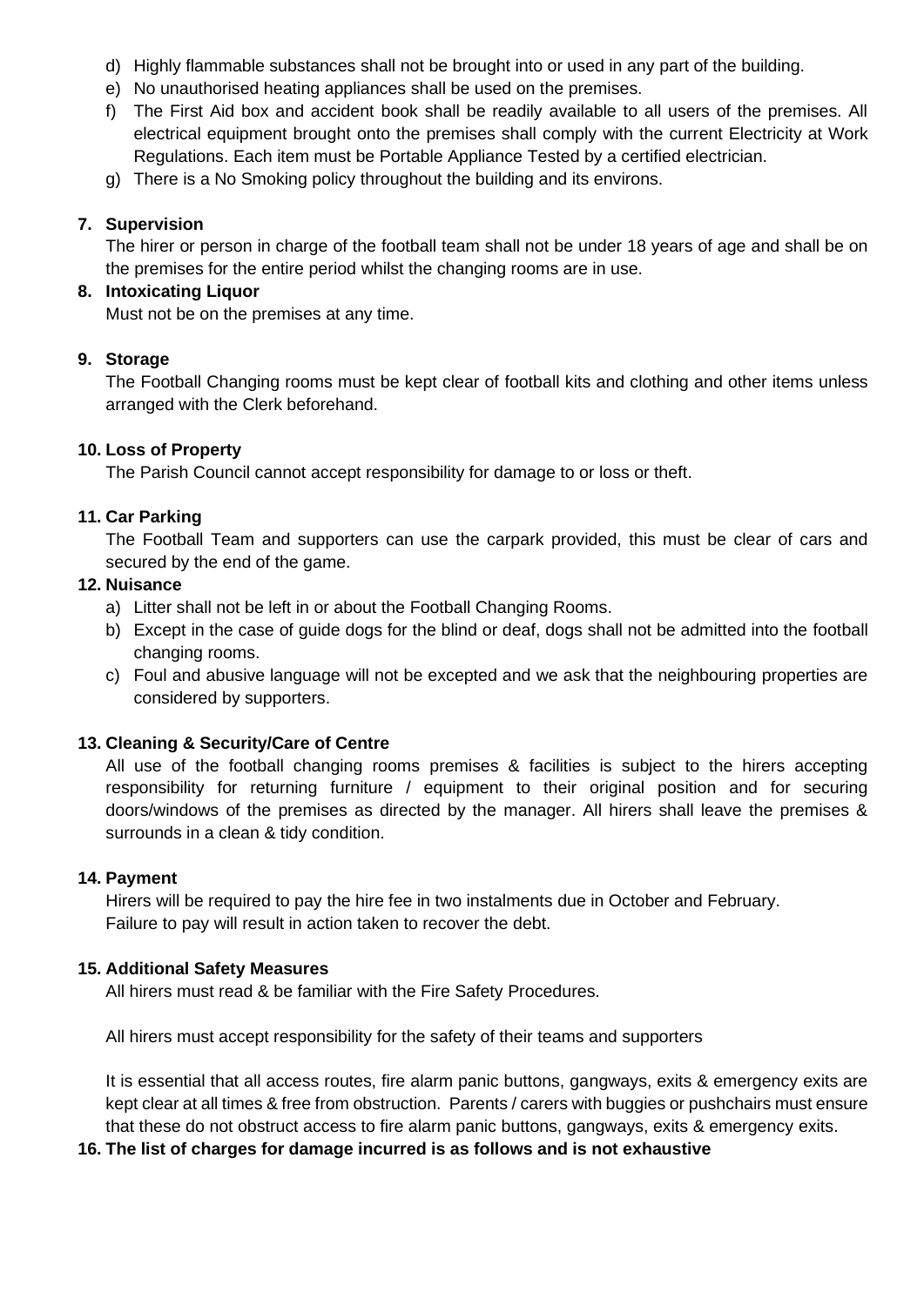d) Highly flammable substances shall not be brought into or used in any part of the building.
e) No unauthorised heating appliances shall be used on the premises.
f) The First Aid box and accident book shall be readily available to all users of the premises. All electrical equipment brought onto the premises shall comply with the current Electricity at Work Regulations. Each item must be Portable Appliance Tested by a certified electrician.
g) There is a No Smoking policy throughout the building and its environs.

**7. Supervision**

The hirer or person in charge of the football team shall not be under 18 years of age and shall be on the premises for the entire period whilst the changing rooms are in use.

**8. Intoxicating Liquor**

Must not be on the premises at any time.

**9. Storage**

The Football Changing rooms must be kept clear of football kits and clothing and other items unless arranged with the Clerk beforehand.

**10. Loss of Property**

The Parish Council cannot accept responsibility for damage to or loss or theft.

**11. Car Parking**

The Football Team and supporters can use the carpark provided, this must be clear of cars and secured by the end of the game.

**12. Nuisance**

a) Litter shall not be left in or about the Football Changing Rooms.
b) Except in the case of guide dogs for the blind or deaf, dogs shall not be admitted into the football changing rooms.
c) Foul and abusive language will not be excepted and we ask that the neighbouring properties are considered by supporters.

**13. Cleaning & Security/Care of Centre**

All use of the football changing rooms premises & facilities is subject to the hirers accepting responsibility for returning furniture / equipment to their original position and for securing doors/windows of the premises as directed by the manager. All hirers shall leave the premises & surrounds in a clean & tidy condition.

**14. Payment**

Hirers will be required to pay the hire fee in two instalments due in October and February.
Failure to pay will result in action taken to recover the debt.

**15. Additional Safety Measures**

All hirers must read & be familiar with the Fire Safety Procedures.

All hirers must accept responsibility for the safety of their teams and supporters

It is essential that all access routes, fire alarm panic buttons, gangways, exits & emergency exits are kept clear at all times & free from obstruction. Parents / carers with buggies or pushchairs must ensure that these do not obstruct access to fire alarm panic buttons, gangways, exits & emergency exits.

**16. The list of charges for damage incurred is as follows and is not exhaustive**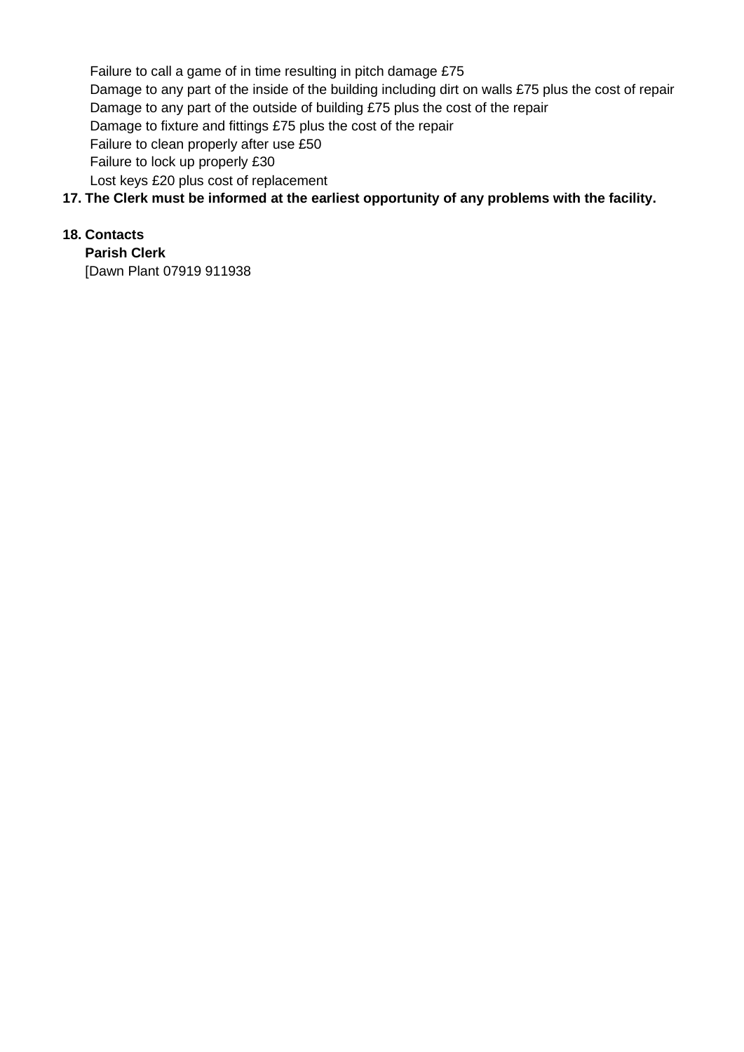Failure to call a game of in time resulting in pitch damage £75
Damage to any part of the inside of the building including dirt on walls £75 plus the cost of repair
Damage to any part of the outside of building £75 plus the cost of the repair
Damage to fixture and fittings £75 plus the cost of the repair
Failure to clean properly after use £50
Failure to lock up properly £30
Lost keys £20 plus cost of replacement

**17. The Clerk must be informed at the earliest opportunity of any problems with the facility.**

**18. Contacts**

**Parish Clerk**

[Dawn Plant 07919 911938